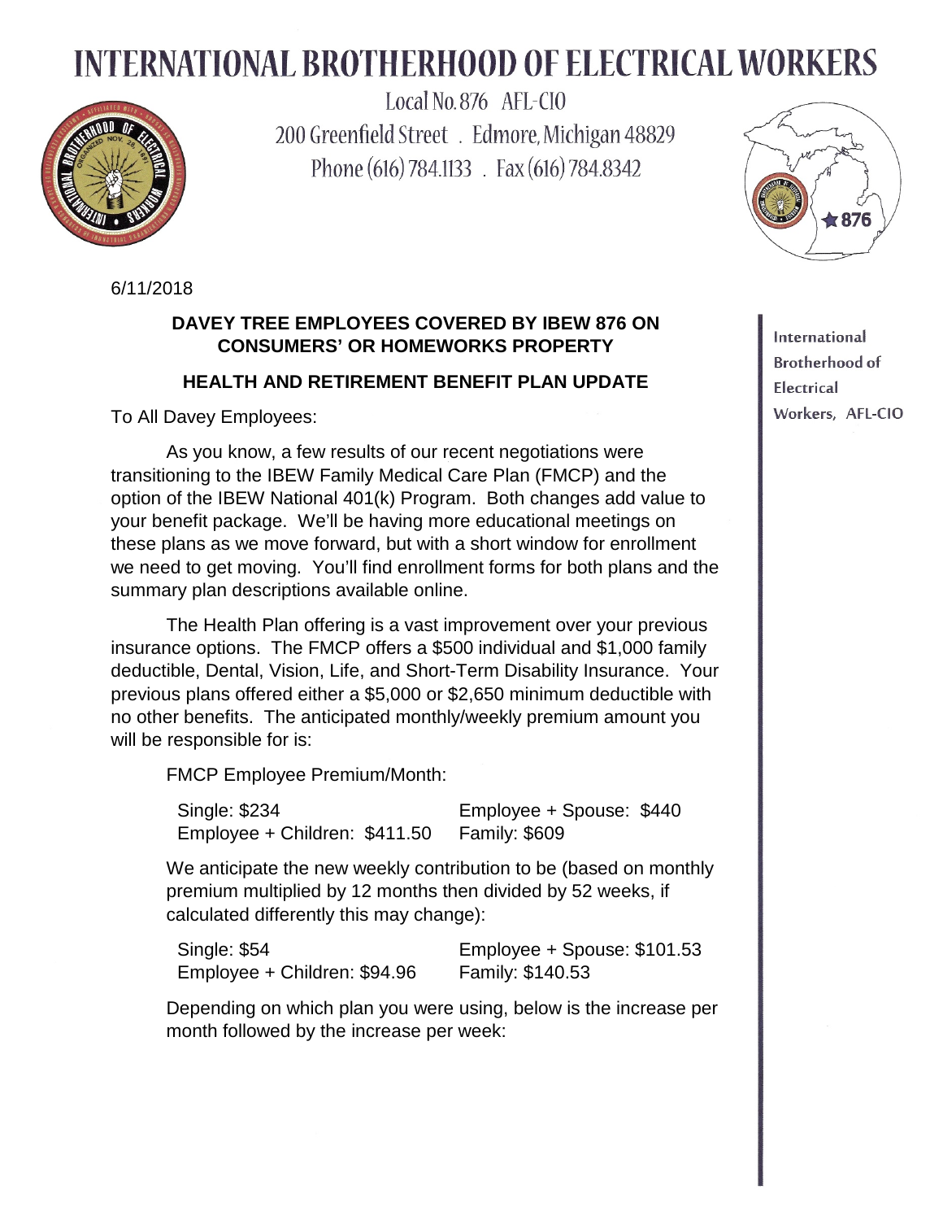# INTERNATIONAL BROTHERHOOD OF ELECTRICAL WORKERS

Local No. 876 AFL-CIO
200 Greenfield Street . Edmore, Michigan 48829
Phone (616) 784.1133 . Fax (616) 784.8342

International Brotherhood of Electrical Workers, AFL-CIO

6/11/2018

**DAVEY TREE EMPLOYEES COVERED BY IBEW 876 ON CONSUMERS' OR HOMEWORKS PROPERTY**

**HEALTH AND RETIREMENT BENEFIT PLAN UPDATE**

To All Davey Employees:

As you know, a few results of our recent negotiations were transitioning to the IBEW Family Medical Care Plan (FMCP) and the option of the IBEW National 401(k) Program. Both changes add value to your benefit package. We'll be having more educational meetings on these plans as we move forward, but with a short window for enrollment we need to get moving. You'll find enrollment forms for both plans and the summary plan descriptions available online.

The Health Plan offering is a vast improvement over your previous insurance options. The FMCP offers a $500 individual and $1,000 family deductible, Dental, Vision, Life, and Short-Term Disability Insurance. Your previous plans offered either a $5,000 or $2,650 minimum deductible with no other benefits. The anticipated monthly/weekly premium amount you will be responsible for is:

FMCP Employee Premium/Month:

| | |
|---|---|
| Single: $234 | Employee + Spouse: $440 |
| Employee + Children: $411.50 | Family: $609 |

We anticipate the new weekly contribution to be (based on monthly premium multiplied by 12 months then divided by 52 weeks, if calculated differently this may change):

| | |
|---|---|
| Single: $54 | Employee + Spouse: $101.53 |
| Employee + Children: $94.96 | Family: $140.53 |

Depending on which plan you were using, below is the increase per month followed by the increase per week: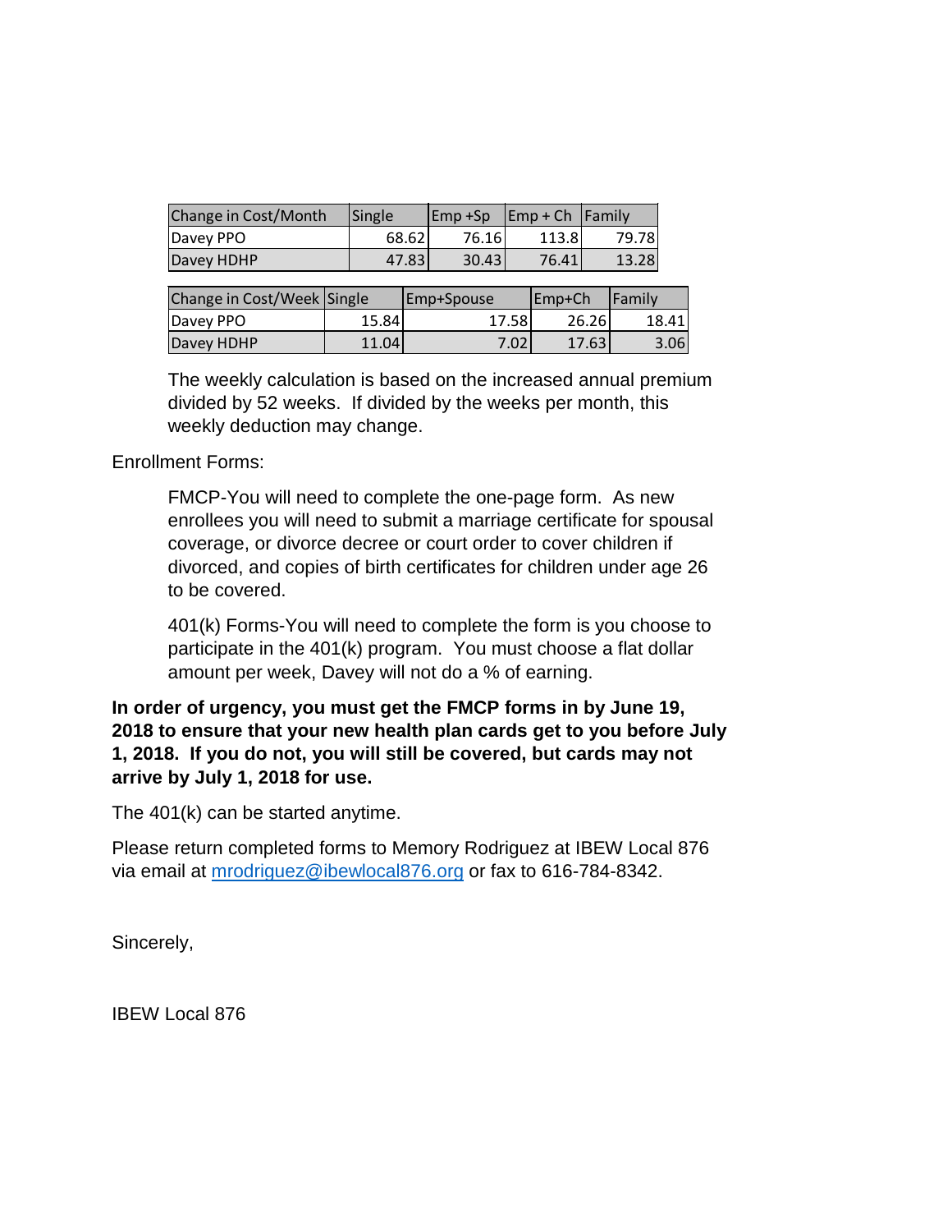| Change in Cost/Month | Single | Emp +Sp | Emp + Ch | Family |
|---|---|---|---|---|
| Davey PPO | 68.62 | 76.16 | 113.8 | 79.78 |
| Davey HDHP | 47.83 | 30.43 | 76.41 | 13.28 |

| Change in Cost/Week | Single | Emp+Spouse | Emp+Ch | Family |
|---|---|---|---|---|
| Davey PPO | 15.84 | 17.58 | 26.26 | 18.41 |
| Davey HDHP | 11.04 | 7.02 | 17.63 | 3.06 |

The weekly calculation is based on the increased annual premium divided by 52 weeks. If divided by the weeks per month, this weekly deduction may change.

Enrollment Forms:

FMCP-You will need to complete the one-page form. As new enrollees you will need to submit a marriage certificate for spousal coverage, or divorce decree or court order to cover children if divorced, and copies of birth certificates for children under age 26 to be covered.

401(k) Forms-You will need to complete the form is you choose to participate in the 401(k) program. You must choose a flat dollar amount per week, Davey will not do a % of earning.

**In order of urgency, you must get the FMCP forms in by June 19, 2018 to ensure that your new health plan cards get to you before July 1, 2018. If you do not, you will still be covered, but cards may not arrive by July 1, 2018 for use.**

The 401(k) can be started anytime.

Please return completed forms to Memory Rodriguez at IBEW Local 876 via email at mrodriguez@ibewlocal876.org or fax to 616-784-8342.

Sincerely,

IBEW Local 876